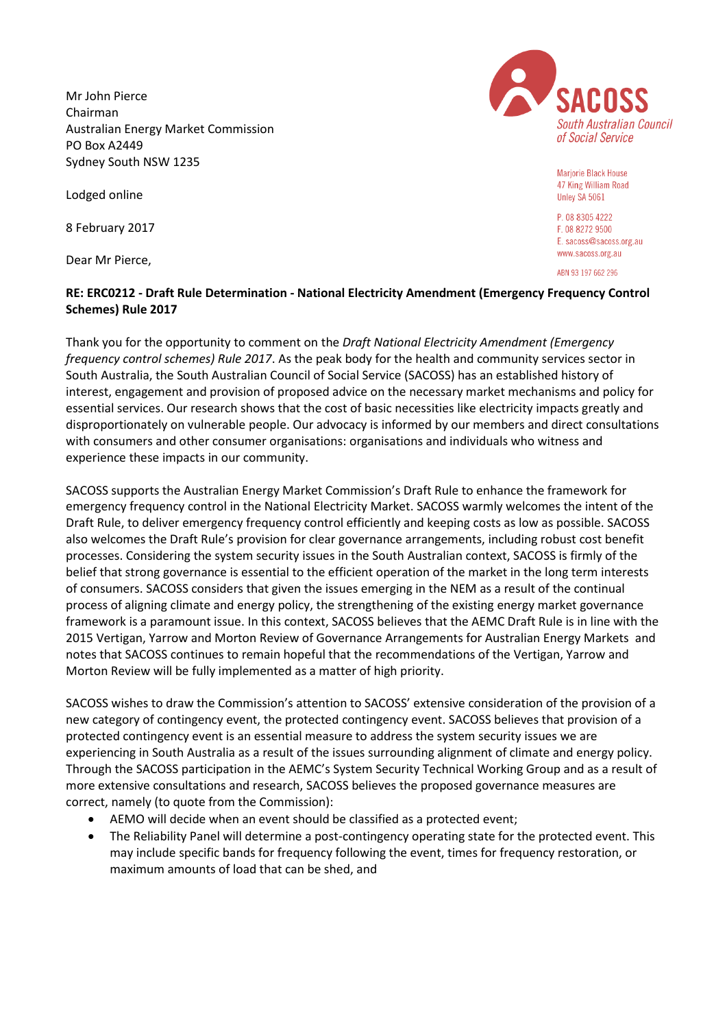Mr John Pierce
Chairman
Australian Energy Market Commission
PO Box A2449
Sydney South NSW 1235

SACOSS
South Australian Council of Social Service

Marjorie Black House
47 King William Road
Unley SA 5061

P. 08 8305 4222
F. 08 8272 9500
E. sacoss@sacoss.org.au
www.sacoss.org.au

ABN 93 197 662 296

Lodged online

8 February 2017

Dear Mr Pierce,

**RE: ERC0212 - Draft Rule Determination - National Electricity Amendment (Emergency Frequency Control Schemes) Rule 2017**

Thank you for the opportunity to comment on the *Draft National Electricity Amendment (Emergency frequency control schemes) Rule 2017*. As the peak body for the health and community services sector in South Australia, the South Australian Council of Social Service (SACOSS) has an established history of interest, engagement and provision of proposed advice on the necessary market mechanisms and policy for essential services. Our research shows that the cost of basic necessities like electricity impacts greatly and disproportionately on vulnerable people. Our advocacy is informed by our members and direct consultations with consumers and other consumer organisations: organisations and individuals who witness and experience these impacts in our community.

SACOSS supports the Australian Energy Market Commission's Draft Rule to enhance the framework for emergency frequency control in the National Electricity Market. SACOSS warmly welcomes the intent of the Draft Rule, to deliver emergency frequency control efficiently and keeping costs as low as possible. SACOSS also welcomes the Draft Rule's provision for clear governance arrangements, including robust cost benefit processes. Considering the system security issues in the South Australian context, SACOSS is firmly of the belief that strong governance is essential to the efficient operation of the market in the long term interests of consumers. SACOSS considers that given the issues emerging in the NEM as a result of the continual process of aligning climate and energy policy, the strengthening of the existing energy market governance framework is a paramount issue. In this context, SACOSS believes that the AEMC Draft Rule is in line with the 2015 Vertigan, Yarrow and Morton Review of Governance Arrangements for Australian Energy Markets and notes that SACOSS continues to remain hopeful that the recommendations of the Vertigan, Yarrow and Morton Review will be fully implemented as a matter of high priority.

SACOSS wishes to draw the Commission's attention to SACOSS' extensive consideration of the provision of a new category of contingency event, the protected contingency event. SACOSS believes that provision of a protected contingency event is an essential measure to address the system security issues we are experiencing in South Australia as a result of the issues surrounding alignment of climate and energy policy. Through the SACOSS participation in the AEMC's System Security Technical Working Group and as a result of more extensive consultations and research, SACOSS believes the proposed governance measures are correct, namely (to quote from the Commission):

- AEMO will decide when an event should be classified as a protected event;
- The Reliability Panel will determine a post-contingency operating state for the protected event. This may include specific bands for frequency following the event, times for frequency restoration, or maximum amounts of load that can be shed, and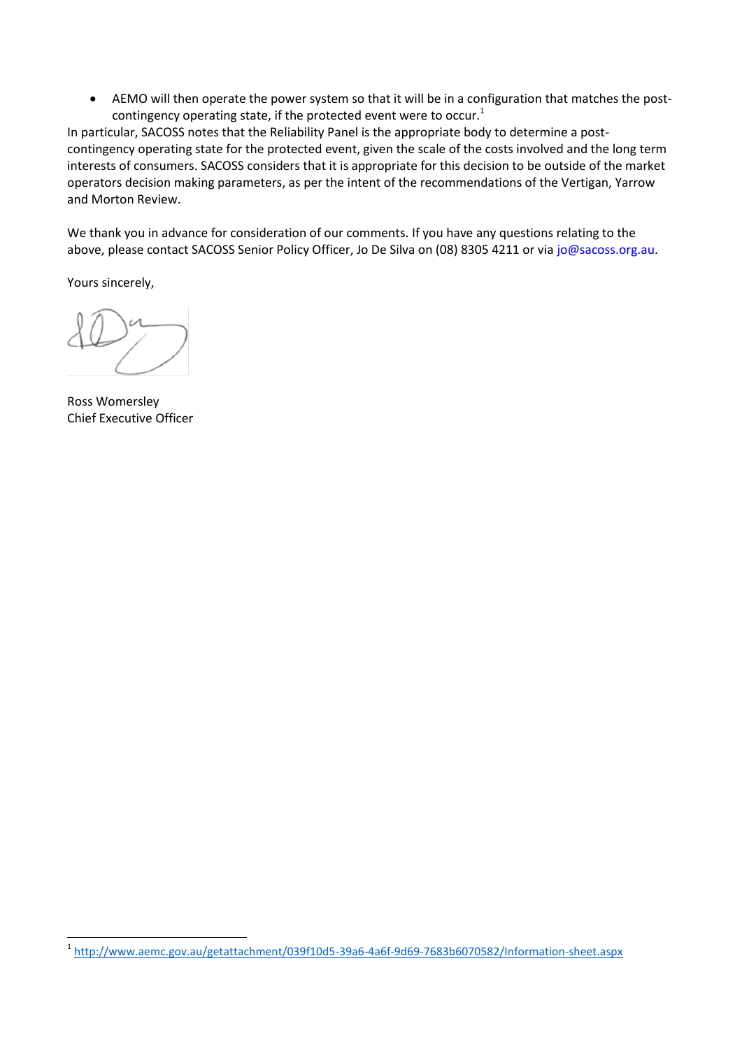- AEMO will then operate the power system so that it will be in a configuration that matches the post-contingency operating state, if the protected event were to occur.[1]

In particular, SACOSS notes that the Reliability Panel is the appropriate body to determine a post-contingency operating state for the protected event, given the scale of the costs involved and the long term interests of consumers. SACOSS considers that it is appropriate for this decision to be outside of the market operators decision making parameters, as per the intent of the recommendations of the Vertigan, Yarrow and Morton Review.

We thank you in advance for consideration of our comments. If you have any questions relating to the above, please contact SACOSS Senior Policy Officer, Jo De Silva on (08) 8305 4211 or via jo@sacoss.org.au.

Yours sincerely,

Ross Womersley
Chief Executive Officer

---

[1] http://www.aemc.gov.au/getattachment/039f10d5-39a6-4a6f-9d69-7683b6070582/Information-sheet.aspx